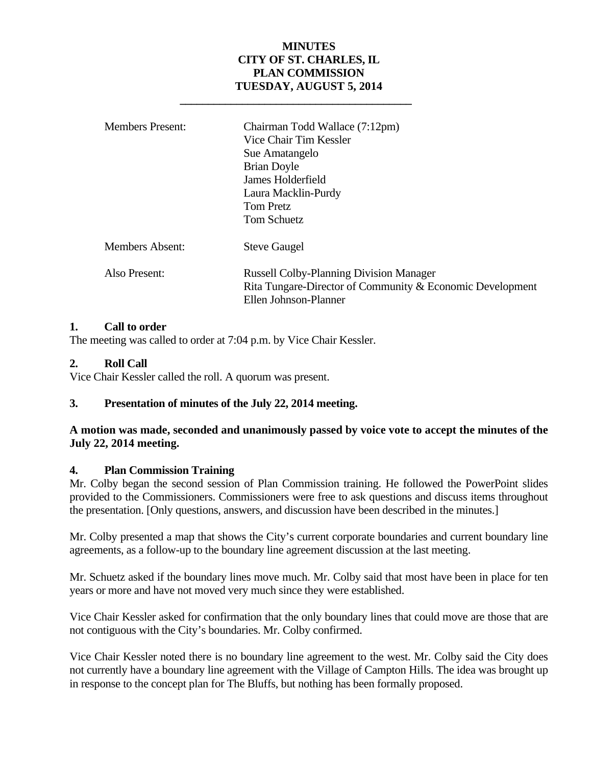# MINUTES
# CITY OF ST. CHARLES, IL
# PLAN COMMISSION
# TUESDAY, AUGUST 5, 2014

---

| | |
|---|---|
| Members Present: | Chairman Todd Wallace (7:12pm)<br>Vice Chair Tim Kessler<br>Sue Amatangelo<br>Brian Doyle<br>James Holderfield<br>Laura Macklin-Purdy<br>Tom Pretz<br>Tom Schuetz |
| Members Absent: | Steve Gaugel |
| Also Present: | Russell Colby-Planning Division Manager<br>Rita Tungare-Director of Community & Economic Development<br>Ellen Johnson-Planner |

## 1. Call to order

The meeting was called to order at 7:04 p.m. by Vice Chair Kessler.

## 2. Roll Call

Vice Chair Kessler called the roll. A quorum was present.

## 3. Presentation of minutes of the July 22, 2014 meeting.

**A motion was made, seconded and unanimously passed by voice vote to accept the minutes of the July 22, 2014 meeting.**

## 4. Plan Commission Training

Mr. Colby began the second session of Plan Commission training. He followed the PowerPoint slides provided to the Commissioners. Commissioners were free to ask questions and discuss items throughout the presentation. [Only questions, answers, and discussion have been described in the minutes.]

Mr. Colby presented a map that shows the City's current corporate boundaries and current boundary line agreements, as a follow-up to the boundary line agreement discussion at the last meeting.

Mr. Schuetz asked if the boundary lines move much. Mr. Colby said that most have been in place for ten years or more and have not moved very much since they were established.

Vice Chair Kessler asked for confirmation that the only boundary lines that could move are those that are not contiguous with the City's boundaries. Mr. Colby confirmed.

Vice Chair Kessler noted there is no boundary line agreement to the west. Mr. Colby said the City does not currently have a boundary line agreement with the Village of Campton Hills. The idea was brought up in response to the concept plan for The Bluffs, but nothing has been formally proposed.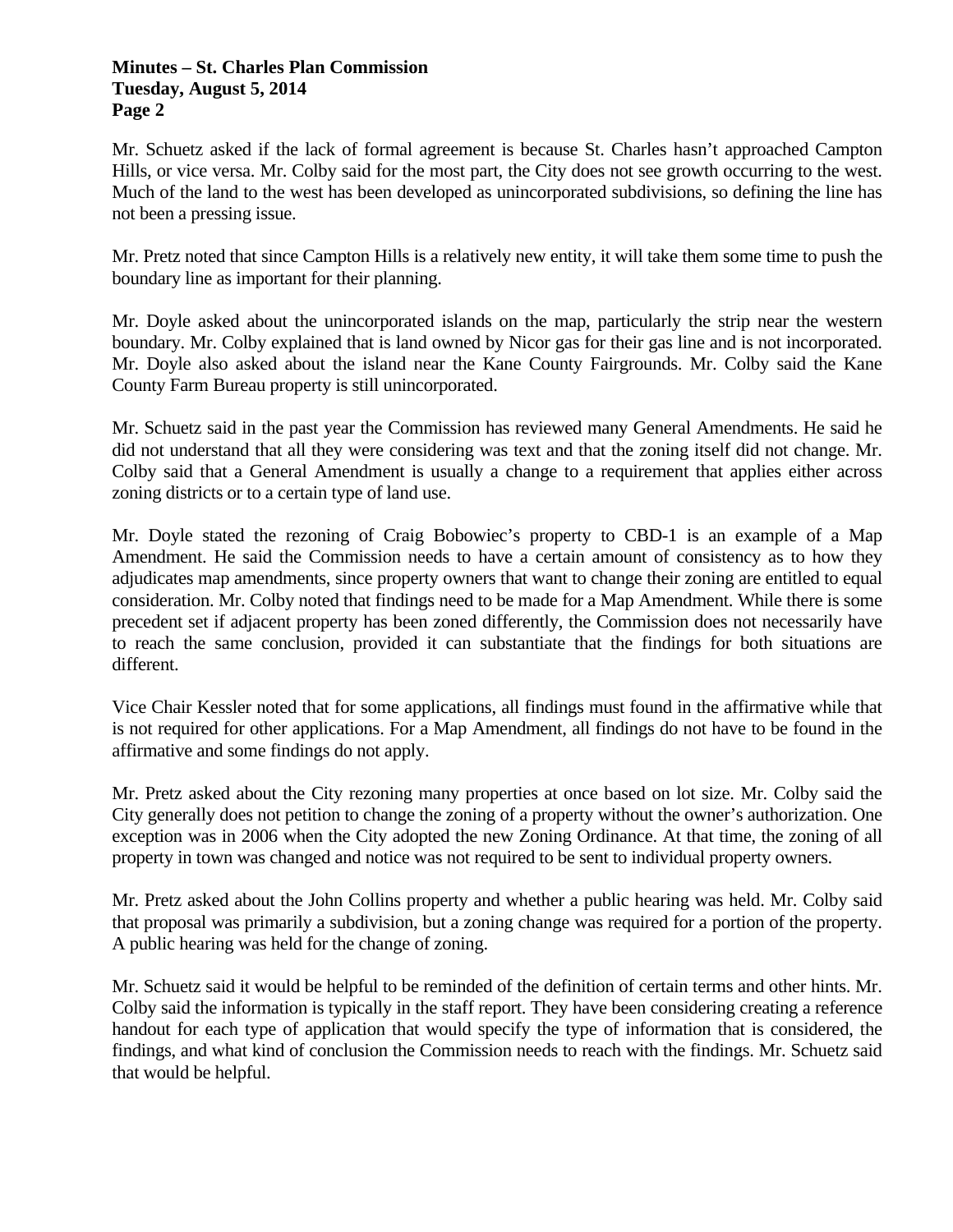Mr. Schuetz asked if the lack of formal agreement is because St. Charles hasn't approached Campton Hills, or vice versa. Mr. Colby said for the most part, the City does not see growth occurring to the west. Much of the land to the west has been developed as unincorporated subdivisions, so defining the line has not been a pressing issue.

Mr. Pretz noted that since Campton Hills is a relatively new entity, it will take them some time to push the boundary line as important for their planning.

Mr. Doyle asked about the unincorporated islands on the map, particularly the strip near the western boundary. Mr. Colby explained that is land owned by Nicor gas for their gas line and is not incorporated. Mr. Doyle also asked about the island near the Kane County Fairgrounds. Mr. Colby said the Kane County Farm Bureau property is still unincorporated.

Mr. Schuetz said in the past year the Commission has reviewed many General Amendments. He said he did not understand that all they were considering was text and that the zoning itself did not change. Mr. Colby said that a General Amendment is usually a change to a requirement that applies either across zoning districts or to a certain type of land use.

Mr. Doyle stated the rezoning of Craig Bobowiec's property to CBD-1 is an example of a Map Amendment. He said the Commission needs to have a certain amount of consistency as to how they adjudicates map amendments, since property owners that want to change their zoning are entitled to equal consideration. Mr. Colby noted that findings need to be made for a Map Amendment. While there is some precedent set if adjacent property has been zoned differently, the Commission does not necessarily have to reach the same conclusion, provided it can substantiate that the findings for both situations are different.

Vice Chair Kessler noted that for some applications, all findings must found in the affirmative while that is not required for other applications. For a Map Amendment, all findings do not have to be found in the affirmative and some findings do not apply.

Mr. Pretz asked about the City rezoning many properties at once based on lot size. Mr. Colby said the City generally does not petition to change the zoning of a property without the owner's authorization. One exception was in 2006 when the City adopted the new Zoning Ordinance. At that time, the zoning of all property in town was changed and notice was not required to be sent to individual property owners.

Mr. Pretz asked about the John Collins property and whether a public hearing was held. Mr. Colby said that proposal was primarily a subdivision, but a zoning change was required for a portion of the property. A public hearing was held for the change of zoning.

Mr. Schuetz said it would be helpful to be reminded of the definition of certain terms and other hints. Mr. Colby said the information is typically in the staff report. They have been considering creating a reference handout for each type of application that would specify the type of information that is considered, the findings, and what kind of conclusion the Commission needs to reach with the findings. Mr. Schuetz said that would be helpful.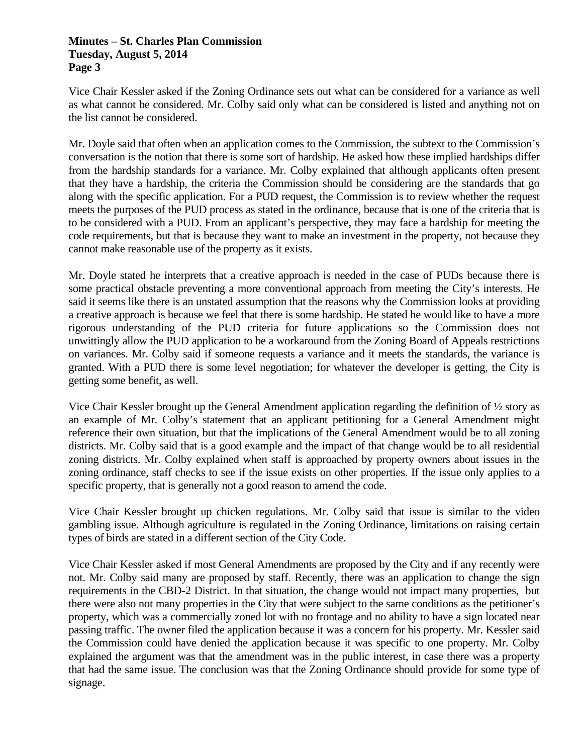Vice Chair Kessler asked if the Zoning Ordinance sets out what can be considered for a variance as well as what cannot be considered. Mr. Colby said only what can be considered is listed and anything not on the list cannot be considered.

Mr. Doyle said that often when an application comes to the Commission, the subtext to the Commission's conversation is the notion that there is some sort of hardship. He asked how these implied hardships differ from the hardship standards for a variance. Mr. Colby explained that although applicants often present that they have a hardship, the criteria the Commission should be considering are the standards that go along with the specific application. For a PUD request, the Commission is to review whether the request meets the purposes of the PUD process as stated in the ordinance, because that is one of the criteria that is to be considered with a PUD. From an applicant's perspective, they may face a hardship for meeting the code requirements, but that is because they want to make an investment in the property, not because they cannot make reasonable use of the property as it exists.

Mr. Doyle stated he interprets that a creative approach is needed in the case of PUDs because there is some practical obstacle preventing a more conventional approach from meeting the City's interests. He said it seems like there is an unstated assumption that the reasons why the Commission looks at providing a creative approach is because we feel that there is some hardship. He stated he would like to have a more rigorous understanding of the PUD criteria for future applications so the Commission does not unwittingly allow the PUD application to be a workaround from the Zoning Board of Appeals restrictions on variances. Mr. Colby said if someone requests a variance and it meets the standards, the variance is granted. With a PUD there is some level negotiation; for whatever the developer is getting, the City is getting some benefit, as well.

Vice Chair Kessler brought up the General Amendment application regarding the definition of ½ story as an example of Mr. Colby's statement that an applicant petitioning for a General Amendment might reference their own situation, but that the implications of the General Amendment would be to all zoning districts. Mr. Colby said that is a good example and the impact of that change would be to all residential zoning districts. Mr. Colby explained when staff is approached by property owners about issues in the zoning ordinance, staff checks to see if the issue exists on other properties. If the issue only applies to a specific property, that is generally not a good reason to amend the code.

Vice Chair Kessler brought up chicken regulations. Mr. Colby said that issue is similar to the video gambling issue. Although agriculture is regulated in the Zoning Ordinance, limitations on raising certain types of birds are stated in a different section of the City Code.

Vice Chair Kessler asked if most General Amendments are proposed by the City and if any recently were not. Mr. Colby said many are proposed by staff. Recently, there was an application to change the sign requirements in the CBD-2 District. In that situation, the change would not impact many properties, but there were also not many properties in the City that were subject to the same conditions as the petitioner's property, which was a commercially zoned lot with no frontage and no ability to have a sign located near passing traffic. The owner filed the application because it was a concern for his property. Mr. Kessler said the Commission could have denied the application because it was specific to one property. Mr. Colby explained the argument was that the amendment was in the public interest, in case there was a property that had the same issue. The conclusion was that the Zoning Ordinance should provide for some type of signage.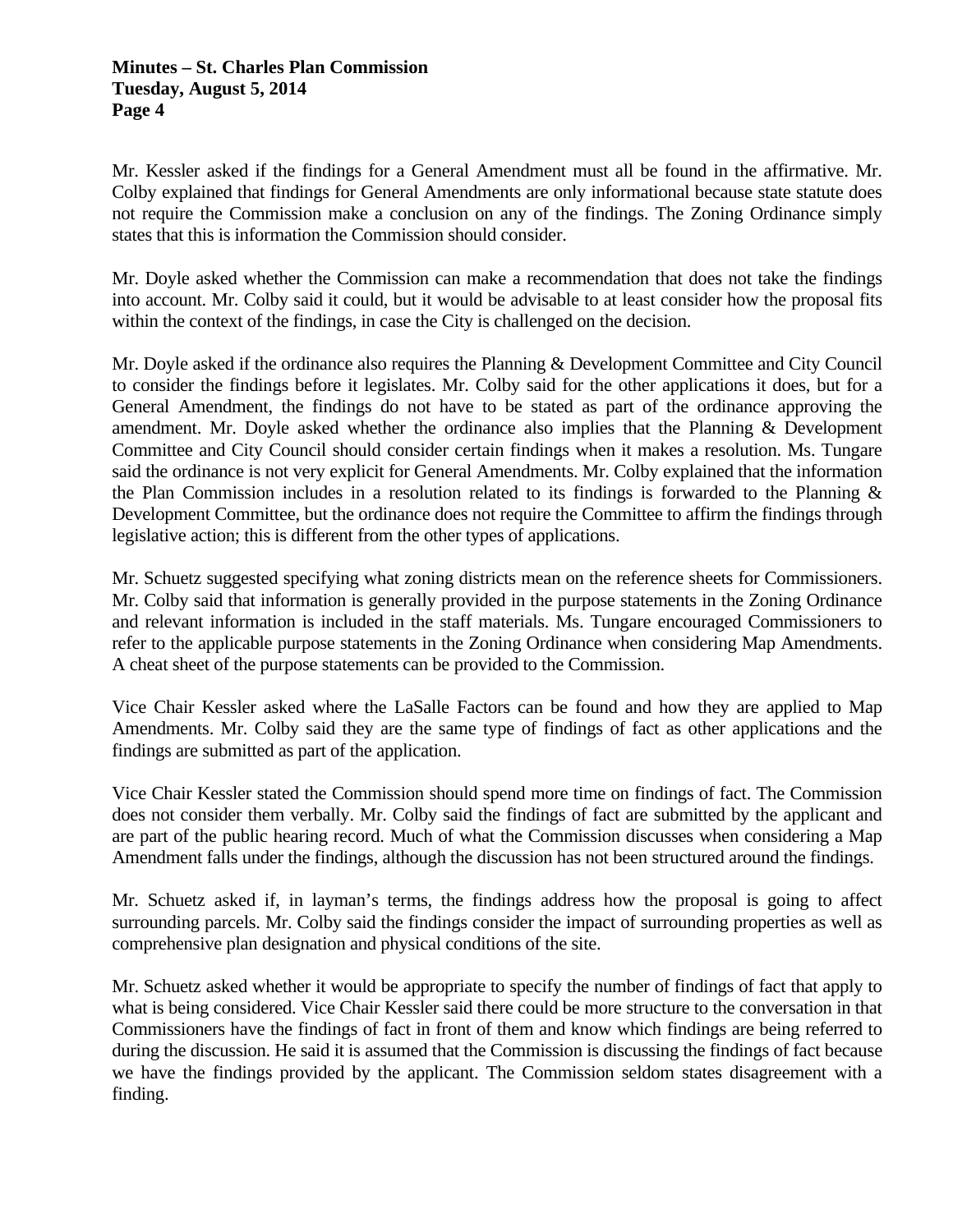Mr. Kessler asked if the findings for a General Amendment must all be found in the affirmative. Mr. Colby explained that findings for General Amendments are only informational because state statute does not require the Commission make a conclusion on any of the findings. The Zoning Ordinance simply states that this is information the Commission should consider.

Mr. Doyle asked whether the Commission can make a recommendation that does not take the findings into account. Mr. Colby said it could, but it would be advisable to at least consider how the proposal fits within the context of the findings, in case the City is challenged on the decision.

Mr. Doyle asked if the ordinance also requires the Planning & Development Committee and City Council to consider the findings before it legislates. Mr. Colby said for the other applications it does, but for a General Amendment, the findings do not have to be stated as part of the ordinance approving the amendment. Mr. Doyle asked whether the ordinance also implies that the Planning & Development Committee and City Council should consider certain findings when it makes a resolution. Ms. Tungare said the ordinance is not very explicit for General Amendments. Mr. Colby explained that the information the Plan Commission includes in a resolution related to its findings is forwarded to the Planning & Development Committee, but the ordinance does not require the Committee to affirm the findings through legislative action; this is different from the other types of applications.

Mr. Schuetz suggested specifying what zoning districts mean on the reference sheets for Commissioners. Mr. Colby said that information is generally provided in the purpose statements in the Zoning Ordinance and relevant information is included in the staff materials. Ms. Tungare encouraged Commissioners to refer to the applicable purpose statements in the Zoning Ordinance when considering Map Amendments. A cheat sheet of the purpose statements can be provided to the Commission.

Vice Chair Kessler asked where the LaSalle Factors can be found and how they are applied to Map Amendments. Mr. Colby said they are the same type of findings of fact as other applications and the findings are submitted as part of the application.

Vice Chair Kessler stated the Commission should spend more time on findings of fact. The Commission does not consider them verbally. Mr. Colby said the findings of fact are submitted by the applicant and are part of the public hearing record. Much of what the Commission discusses when considering a Map Amendment falls under the findings, although the discussion has not been structured around the findings.

Mr. Schuetz asked if, in layman's terms, the findings address how the proposal is going to affect surrounding parcels. Mr. Colby said the findings consider the impact of surrounding properties as well as comprehensive plan designation and physical conditions of the site.

Mr. Schuetz asked whether it would be appropriate to specify the number of findings of fact that apply to what is being considered. Vice Chair Kessler said there could be more structure to the conversation in that Commissioners have the findings of fact in front of them and know which findings are being referred to during the discussion. He said it is assumed that the Commission is discussing the findings of fact because we have the findings provided by the applicant. The Commission seldom states disagreement with a finding.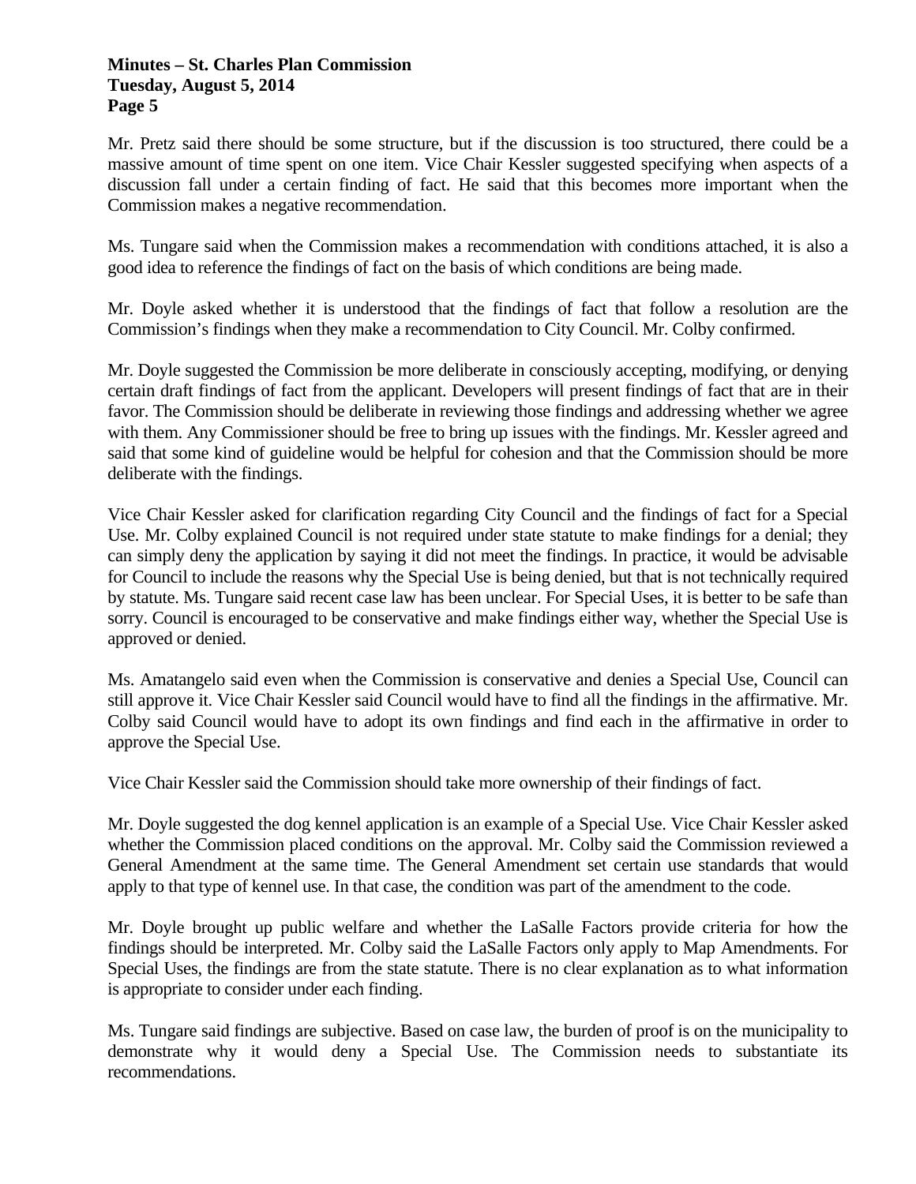Mr. Pretz said there should be some structure, but if the discussion is too structured, there could be a massive amount of time spent on one item. Vice Chair Kessler suggested specifying when aspects of a discussion fall under a certain finding of fact. He said that this becomes more important when the Commission makes a negative recommendation.

Ms. Tungare said when the Commission makes a recommendation with conditions attached, it is also a good idea to reference the findings of fact on the basis of which conditions are being made.

Mr. Doyle asked whether it is understood that the findings of fact that follow a resolution are the Commission's findings when they make a recommendation to City Council. Mr. Colby confirmed.

Mr. Doyle suggested the Commission be more deliberate in consciously accepting, modifying, or denying certain draft findings of fact from the applicant. Developers will present findings of fact that are in their favor. The Commission should be deliberate in reviewing those findings and addressing whether we agree with them. Any Commissioner should be free to bring up issues with the findings. Mr. Kessler agreed and said that some kind of guideline would be helpful for cohesion and that the Commission should be more deliberate with the findings.

Vice Chair Kessler asked for clarification regarding City Council and the findings of fact for a Special Use. Mr. Colby explained Council is not required under state statute to make findings for a denial; they can simply deny the application by saying it did not meet the findings. In practice, it would be advisable for Council to include the reasons why the Special Use is being denied, but that is not technically required by statute. Ms. Tungare said recent case law has been unclear. For Special Uses, it is better to be safe than sorry. Council is encouraged to be conservative and make findings either way, whether the Special Use is approved or denied.

Ms. Amatangelo said even when the Commission is conservative and denies a Special Use, Council can still approve it. Vice Chair Kessler said Council would have to find all the findings in the affirmative. Mr. Colby said Council would have to adopt its own findings and find each in the affirmative in order to approve the Special Use.

Vice Chair Kessler said the Commission should take more ownership of their findings of fact.

Mr. Doyle suggested the dog kennel application is an example of a Special Use. Vice Chair Kessler asked whether the Commission placed conditions on the approval. Mr. Colby said the Commission reviewed a General Amendment at the same time. The General Amendment set certain use standards that would apply to that type of kennel use. In that case, the condition was part of the amendment to the code.

Mr. Doyle brought up public welfare and whether the LaSalle Factors provide criteria for how the findings should be interpreted. Mr. Colby said the LaSalle Factors only apply to Map Amendments. For Special Uses, the findings are from the state statute. There is no clear explanation as to what information is appropriate to consider under each finding.

Ms. Tungare said findings are subjective. Based on case law, the burden of proof is on the municipality to demonstrate why it would deny a Special Use. The Commission needs to substantiate its recommendations.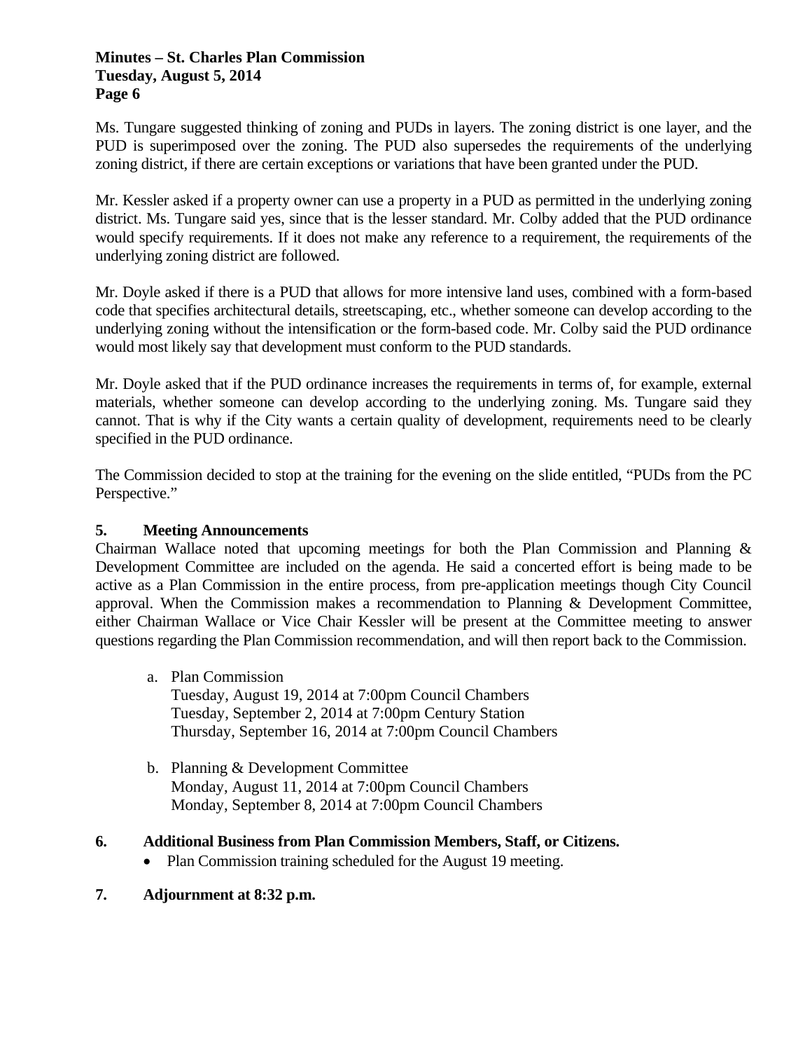Ms. Tungare suggested thinking of zoning and PUDs in layers. The zoning district is one layer, and the PUD is superimposed over the zoning. The PUD also supersedes the requirements of the underlying zoning district, if there are certain exceptions or variations that have been granted under the PUD.

Mr. Kessler asked if a property owner can use a property in a PUD as permitted in the underlying zoning district. Ms. Tungare said yes, since that is the lesser standard. Mr. Colby added that the PUD ordinance would specify requirements. If it does not make any reference to a requirement, the requirements of the underlying zoning district are followed.

Mr. Doyle asked if there is a PUD that allows for more intensive land uses, combined with a form-based code that specifies architectural details, streetscaping, etc., whether someone can develop according to the underlying zoning without the intensification or the form-based code. Mr. Colby said the PUD ordinance would most likely say that development must conform to the PUD standards.

Mr. Doyle asked that if the PUD ordinance increases the requirements in terms of, for example, external materials, whether someone can develop according to the underlying zoning. Ms. Tungare said they cannot. That is why if the City wants a certain quality of development, requirements need to be clearly specified in the PUD ordinance.

The Commission decided to stop at the training for the evening on the slide entitled, "PUDs from the PC Perspective."

**5. Meeting Announcements**

Chairman Wallace noted that upcoming meetings for both the Plan Commission and Planning & Development Committee are included on the agenda. He said a concerted effort is being made to be active as a Plan Commission in the entire process, from pre-application meetings though City Council approval. When the Commission makes a recommendation to Planning & Development Committee, either Chairman Wallace or Vice Chair Kessler will be present at the Committee meeting to answer questions regarding the Plan Commission recommendation, and will then report back to the Commission.

a. Plan Commission
   Tuesday, August 19, 2014 at 7:00pm Council Chambers
   Tuesday, September 2, 2014 at 7:00pm Century Station
   Thursday, September 16, 2014 at 7:00pm Council Chambers

b. Planning & Development Committee
   Monday, August 11, 2014 at 7:00pm Council Chambers
   Monday, September 8, 2014 at 7:00pm Council Chambers

**6. Additional Business from Plan Commission Members, Staff, or Citizens.**

- Plan Commission training scheduled for the August 19 meeting.

**7. Adjournment at 8:32 p.m.**